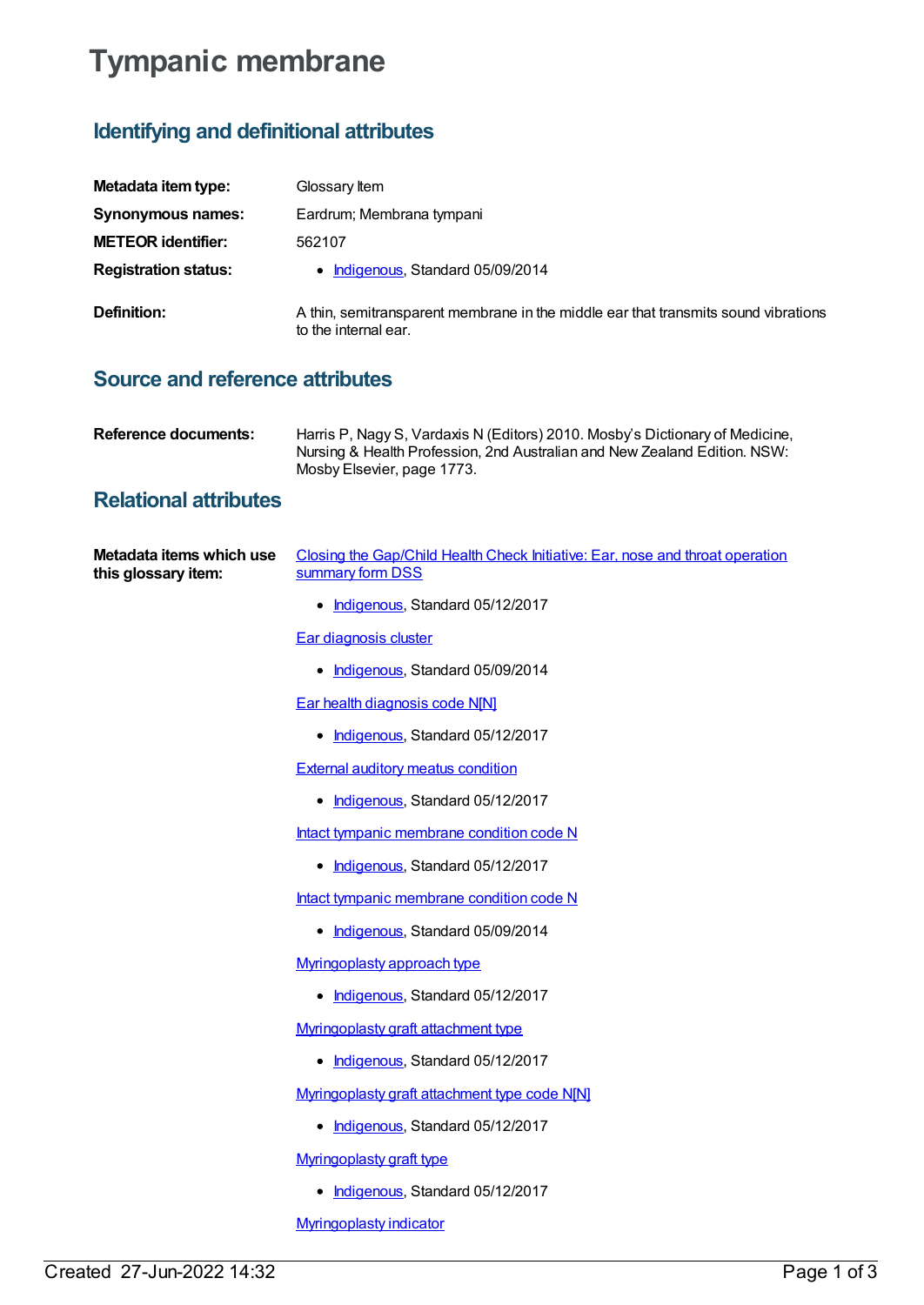# Tympanic membrane

## Identifying and definitional attributes

**Metadata item type:** Glossary Item

**Synonymous names:** Eardrum; Membrana tympani

**METEOR identifier:** 562107

**Registration status:**

- Indigenous, Standard 05/09/2014

**Definition:** A thin, semitransparent membrane in the middle ear that transmits sound vibrations to the internal ear.

## Source and reference attributes

**Reference documents:** Harris P, Nagy S, Vardaxis N (Editors) 2010. Mosby's Dictionary of Medicine, Nursing & Health Profession, 2nd Australian and New Zealand Edition. NSW: Mosby Elsevier, page 1773.

## Relational attributes

**Metadata items which use this glossary item:**

Closing the Gap/Child Health Check Initiative: Ear, nose and throat operation summary form DSS

- Indigenous, Standard 05/12/2017

Ear diagnosis cluster

- Indigenous, Standard 05/09/2014

Ear health diagnosis code N[N]

- Indigenous, Standard 05/12/2017

External auditory meatus condition

- Indigenous, Standard 05/12/2017

Intact tympanic membrane condition code N

- Indigenous, Standard 05/12/2017

Intact tympanic membrane condition code N

- Indigenous, Standard 05/09/2014

Myringoplasty approach type

- Indigenous, Standard 05/12/2017

Myringoplasty graft attachment type

- Indigenous, Standard 05/12/2017

Myringoplasty graft attachment type code N[N]

- Indigenous, Standard 05/12/2017

Myringoplasty graft type

- Indigenous, Standard 05/12/2017

Myringoplasty indicator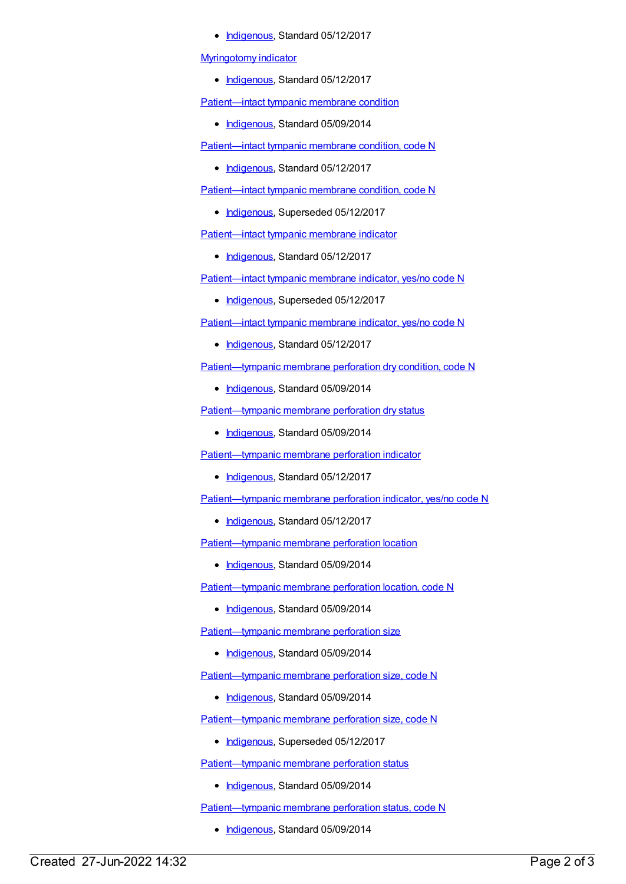- Indigenous, Standard 05/12/2017

Myringotomy indicator

- Indigenous, Standard 05/12/2017

Patient—intact tympanic membrane condition

- Indigenous, Standard 05/09/2014

Patient—intact tympanic membrane condition, code N

- Indigenous, Standard 05/12/2017

Patient—intact tympanic membrane condition, code N

- Indigenous, Superseded 05/12/2017

Patient—intact tympanic membrane indicator

- Indigenous, Standard 05/12/2017

Patient—intact tympanic membrane indicator, yes/no code N

- Indigenous, Superseded 05/12/2017

Patient—intact tympanic membrane indicator, yes/no code N

- Indigenous, Standard 05/12/2017

Patient—tympanic membrane perforation dry condition, code N

- Indigenous, Standard 05/09/2014

Patient—tympanic membrane perforation dry status

- Indigenous, Standard 05/09/2014

Patient—tympanic membrane perforation indicator

- Indigenous, Standard 05/12/2017

Patient—tympanic membrane perforation indicator, yes/no code N

- Indigenous, Standard 05/12/2017

Patient—tympanic membrane perforation location

- Indigenous, Standard 05/09/2014

Patient—tympanic membrane perforation location, code N

- Indigenous, Standard 05/09/2014

Patient—tympanic membrane perforation size

- Indigenous, Standard 05/09/2014

Patient—tympanic membrane perforation size, code N

- Indigenous, Standard 05/09/2014

Patient—tympanic membrane perforation size, code N

- Indigenous, Superseded 05/12/2017

Patient—tympanic membrane perforation status

- Indigenous, Standard 05/09/2014

Patient—tympanic membrane perforation status, code N

- Indigenous, Standard 05/09/2014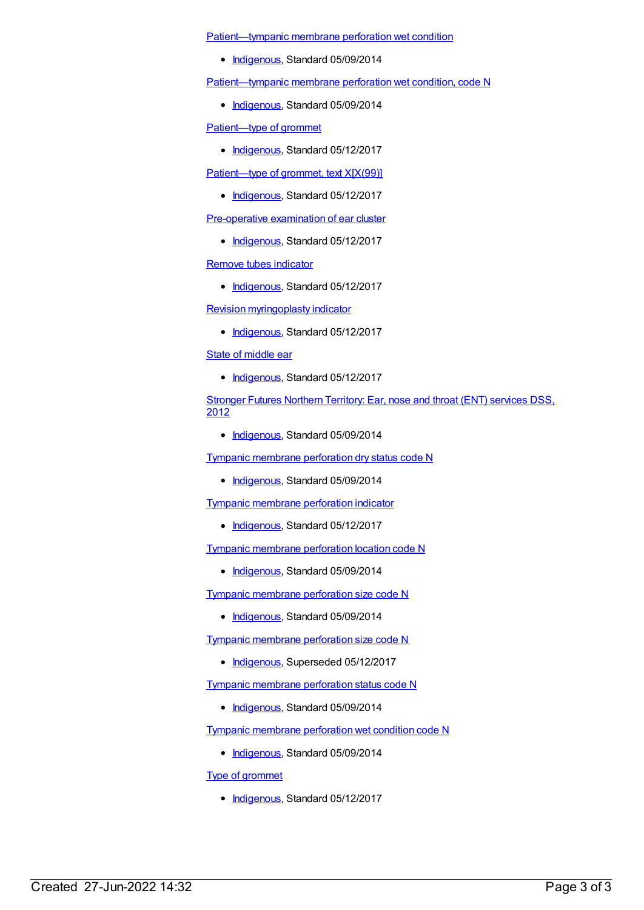Patient—tympanic membrane perforation wet condition

- Indigenous, Standard 05/09/2014

Patient—tympanic membrane perforation wet condition, code N

- Indigenous, Standard 05/09/2014

Patient—type of grommet

- Indigenous, Standard 05/12/2017

Patient—type of grommet, text X[X(99)]

- Indigenous, Standard 05/12/2017

Pre-operative examination of ear cluster

- Indigenous, Standard 05/12/2017

Remove tubes indicator

- Indigenous, Standard 05/12/2017

Revision myringoplasty indicator

- Indigenous, Standard 05/12/2017

State of middle ear

- Indigenous, Standard 05/12/2017

Stronger Futures Northern Territory: Ear, nose and throat (ENT) services DSS, 2012

- Indigenous, Standard 05/09/2014

Tympanic membrane perforation dry status code N

- Indigenous, Standard 05/09/2014

Tympanic membrane perforation indicator

- Indigenous, Standard 05/12/2017

Tympanic membrane perforation location code N

- Indigenous, Standard 05/09/2014

Tympanic membrane perforation size code N

- Indigenous, Standard 05/09/2014

Tympanic membrane perforation size code N

- Indigenous, Superseded 05/12/2017

Tympanic membrane perforation status code N

- Indigenous, Standard 05/09/2014

Tympanic membrane perforation wet condition code N

- Indigenous, Standard 05/09/2014

Type of grommet

- Indigenous, Standard 05/12/2017

Created 27-Jun-2022 14:32